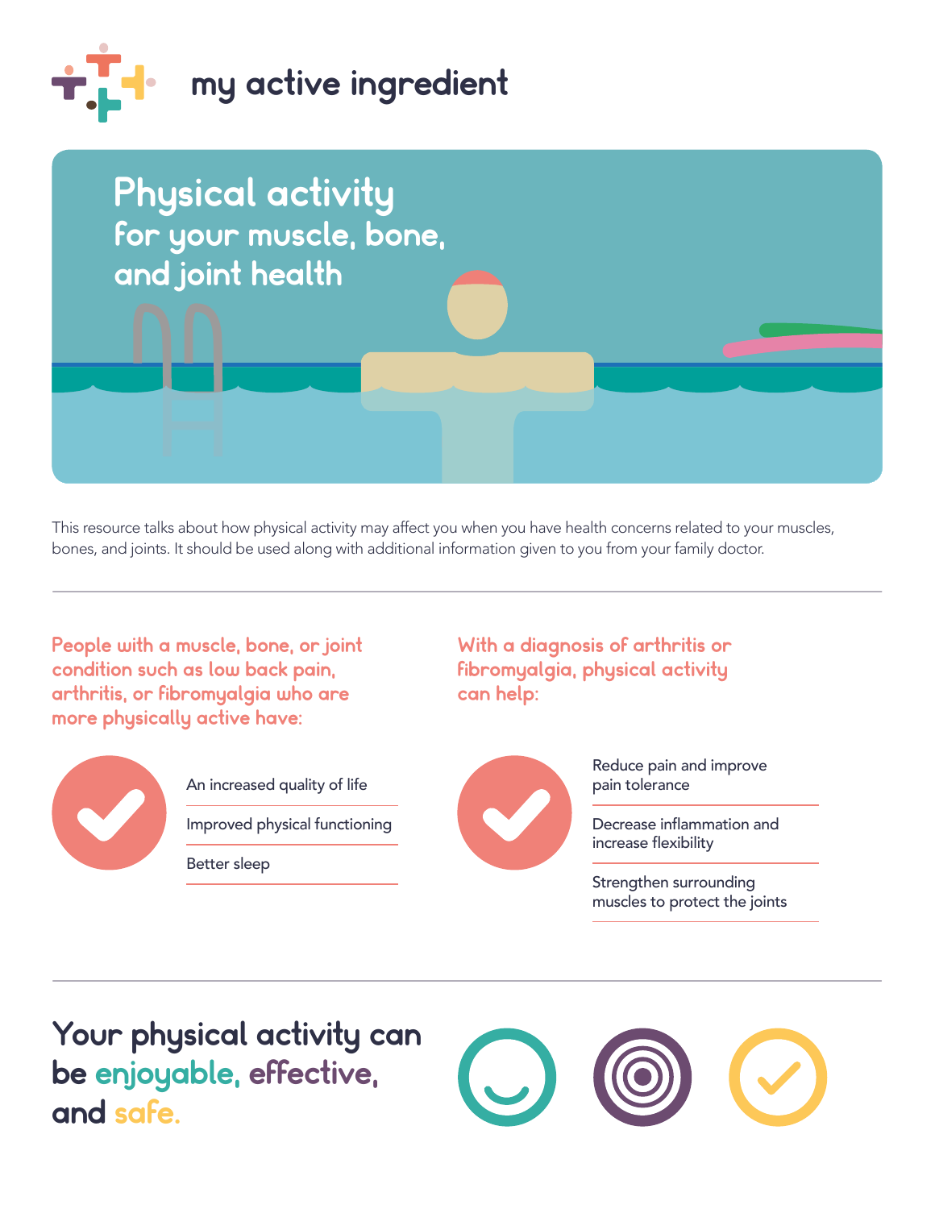my active ingredient

# Physical activity

## for your muscle, bone, and joint health

This resource talks about how physical activity may affect you when you have health concerns related to your muscles, bones, and joints. It should be used along with additional information given to you from your family doctor.

### People with a muscle, bone, or joint condition such as low back pain, arthritis, or fibromyalgia who are more physically active have:

- An increased quality of life
- Improved physical functioning
- Better sleep

### With a diagnosis of arthritis or fibromyalgia, physical activity can help:

- Reduce pain and improve pain tolerance
- Decrease inflammation and increase flexibility
- Strengthen surrounding muscles to protect the joints

## Your physical activity can be enjoyable, effective, and safe.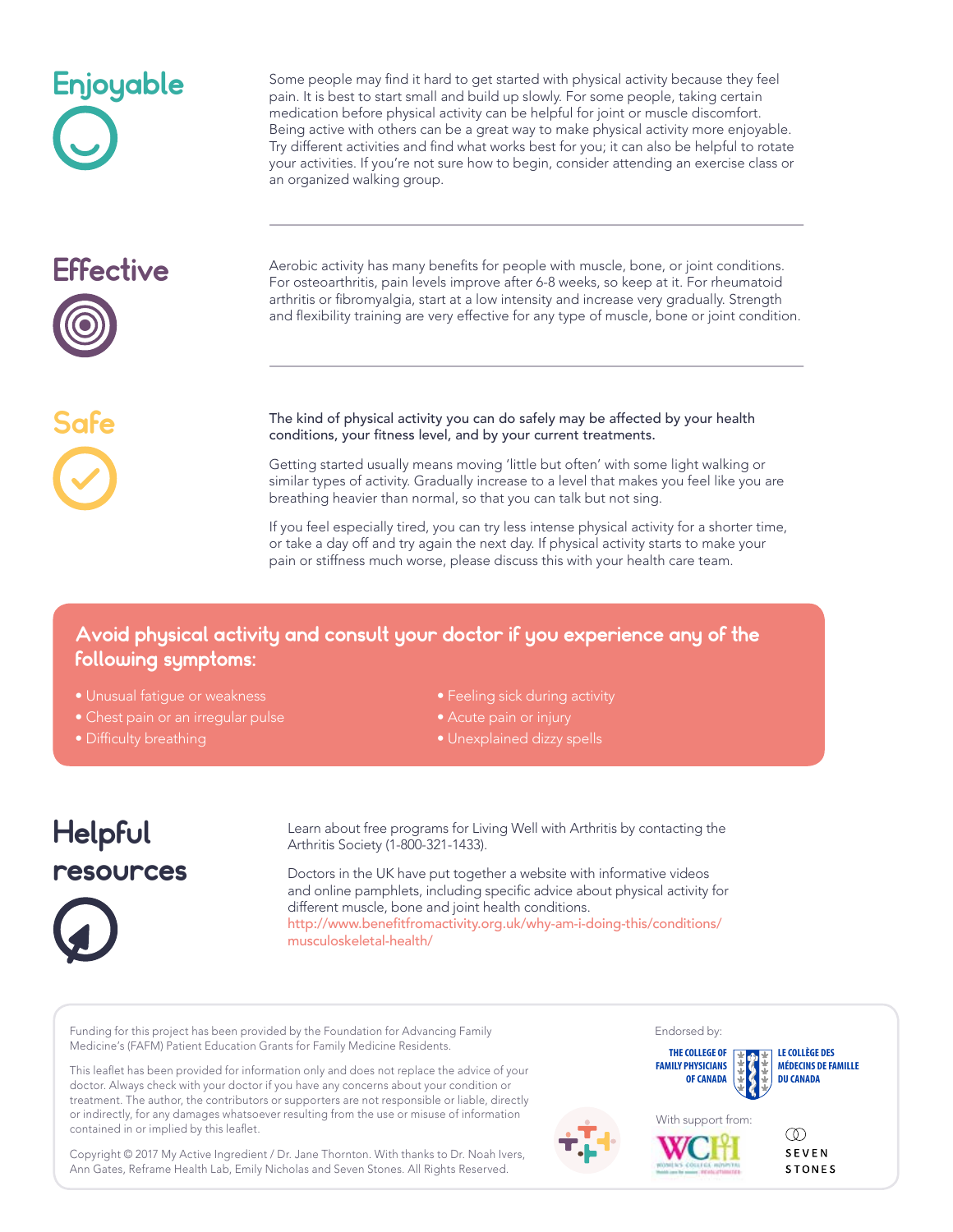## Enjoyable

Some people may find it hard to get started with physical activity because they feel pain. It is best to start small and build up slowly. For some people, taking certain medication before physical activity can be helpful for joint or muscle discomfort. Being active with others can be a great way to make physical activity more enjoyable. Try different activities and find what works best for you; it can also be helpful to rotate your activities. If you're not sure how to begin, consider attending an exercise class or an organized walking group.

## Effective

Aerobic activity has many benefits for people with muscle, bone, or joint conditions. For osteoarthritis, pain levels improve after 6-8 weeks, so keep at it. For rheumatoid arthritis or fibromyalgia, start at a low intensity and increase very gradually. Strength and flexibility training are very effective for any type of muscle, bone or joint condition.

## Safe

**The kind of physical activity you can do safely may be affected by your health conditions, your fitness level, and by your current treatments.**

Getting started usually means moving 'little but often' with some light walking or similar types of activity. Gradually increase to a level that makes you feel like you are breathing heavier than normal, so that you can talk but not sing.

If you feel especially tired, you can try less intense physical activity for a shorter time, or take a day off and try again the next day. If physical activity starts to make your pain or stiffness much worse, please discuss this with your health care team.

### Avoid physical activity and consult your doctor if you experience any of the following symptoms:

- Unusual fatigue or weakness
- Chest pain or an irregular pulse
- Difficulty breathing
- Feeling sick during activity
- Acute pain or injury
- Unexplained dizzy spells

## Helpful resources

Learn about free programs for Living Well with Arthritis by contacting the Arthritis Society (1-800-321-1433).

Doctors in the UK have put together a website with informative videos and online pamphlets, including specific advice about physical activity for different muscle, bone and joint health conditions.
http://www.benefitfromactivity.org.uk/why-am-i-doing-this/conditions/musculoskeletal-health/

Funding for this project has been provided by the Foundation for Advancing Family Medicine's (FAFM) Patient Education Grants for Family Medicine Residents.

This leaflet has been provided for information only and does not replace the advice of your doctor. Always check with your doctor if you have any concerns about your condition or treatment. The author, the contributors or supporters are not responsible or liable, directly or indirectly, for any damages whatsoever resulting from the use or misuse of information contained in or implied by this leaflet.

Copyright © 2017 My Active Ingredient / Dr. Jane Thornton. With thanks to Dr. Noah Ivers, Ann Gates, Reframe Health Lab, Emily Nicholas and Seven Stones. All Rights Reserved.

Endorsed by:

THE COLLEGE OF FAMILY PHYSICIANS OF CANADA
LE COLLÈGE DES MÉDECINS DE FAMILLE DU CANADA

With support from:

WCH WOMEN'S COLLEGE HOSPITAL

SEVEN STONES